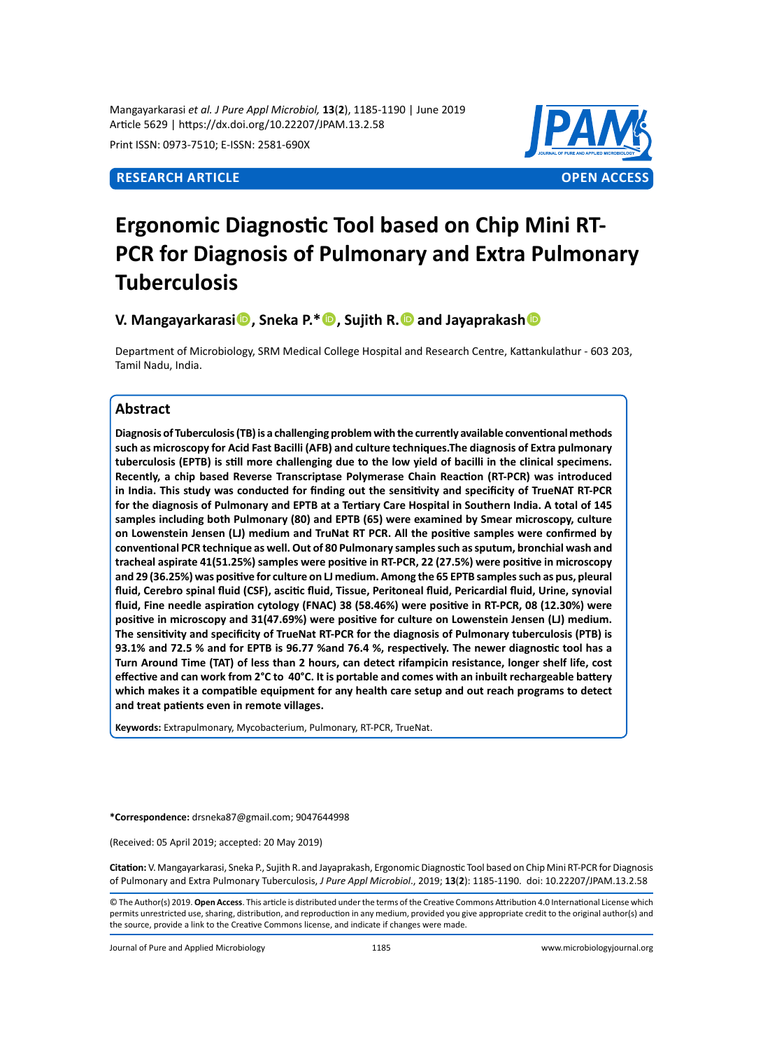**RESEARCH ARTICLE** **OPEN ACCESS**

# Ergonomic Diagnostic Tool based on Chip Mini RT-PCR for Diagnosis of Pulmonary and Extra Pulmonary Tuberculosis

**V. Mangayarkarasi, Sneka P.*, Sujith R. and Jayaprakash**

Department of Microbiology, SRM Medical College Hospital and Research Centre, Kattankulathur - 603 203, Tamil Nadu, India.

## Abstract

**Diagnosis of Tuberculosis (TB) is a challenging problem with the currently available conventional methods such as microscopy for Acid Fast Bacilli (AFB) and culture techniques.The diagnosis of Extra pulmonary tuberculosis (EPTB) is still more challenging due to the low yield of bacilli in the clinical specimens. Recently, a chip based Reverse Transcriptase Polymerase Chain Reaction (RT-PCR) was introduced in India. This study was conducted for finding out the sensitivity and specificity of TrueNAT RT-PCR for the diagnosis of Pulmonary and EPTB at a Tertiary Care Hospital in Southern India. A total of 145 samples including both Pulmonary (80) and EPTB (65) were examined by Smear microscopy, culture on Lowenstein Jensen (LJ) medium and TruNat RT PCR. All the positive samples were confirmed by conventional PCR technique as well. Out of 80 Pulmonary samples such as sputum, bronchial wash and tracheal aspirate 41(51.25%) samples were positive in RT-PCR, 22 (27.5%) were positive in microscopy and 29 (36.25%) was positive for culture on LJ medium. Among the 65 EPTB samples such as pus, pleural fluid, Cerebro spinal fluid (CSF), ascitic fluid, Tissue, Peritoneal fluid, Pericardial fluid, Urine, synovial fluid, Fine needle aspiration cytology (FNAC) 38 (58.46%) were positive in RT-PCR, 08 (12.30%) were positive in microscopy and 31(47.69%) were positive for culture on Lowenstein Jensen (LJ) medium. The sensitivity and specificity of TrueNat RT-PCR for the diagnosis of Pulmonary tuberculosis (PTB) is 93.1% and 72.5 % and for EPTB is 96.77 %and 76.4 %, respectively. The newer diagnostic tool has a Turn Around Time (TAT) of less than 2 hours, can detect rifampicin resistance, longer shelf life, cost effective and can work from 2°C to 40°C. It is portable and comes with an inbuilt rechargeable battery which makes it a compatible equipment for any health care setup and out reach programs to detect and treat patients even in remote villages.**

**Keywords:** Extrapulmonary, Mycobacterium, Pulmonary, RT-PCR, TrueNat.

**\*Correspondence:** drsneka87@gmail.com; 9047644998

(Received: 05 April 2019; accepted: 20 May 2019)

**Citation:** V. Mangayarkarasi, Sneka P., Sujith R. and Jayaprakash, Ergonomic Diagnostic Tool based on Chip Mini RT-PCR for Diagnosis of Pulmonary and Extra Pulmonary Tuberculosis, *J Pure Appl Microbiol*., 2019; **13**(**2**): 1185-1190. doi: 10.22207/JPAM.13.2.58

© The Author(s) 2019. **Open Access**. This article is distributed under the terms of the Creative Commons Attribution 4.0 International License which permits unrestricted use, sharing, distribution, and reproduction in any medium, provided you give appropriate credit to the original author(s) and the source, provide a link to the Creative Commons license, and indicate if changes were made.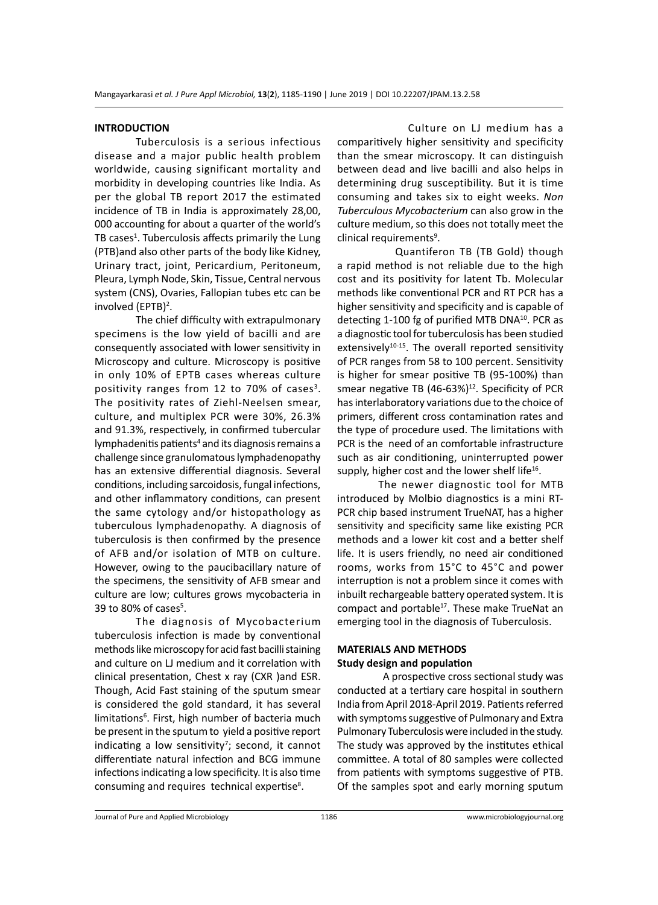## INTRODUCTION

Tuberculosis is a serious infectious disease and a major public health problem worldwide, causing significant mortality and morbidity in developing countries like India. As per the global TB report 2017 the estimated incidence of TB in India is approximately 28,00, 000 accounting for about a quarter of the world's TB cases[1]. Tuberculosis affects primarily the Lung (PTB)and also other parts of the body like Kidney, Urinary tract, joint, Pericardium, Peritoneum, Pleura, Lymph Node, Skin, Tissue, Central nervous system (CNS), Ovaries, Fallopian tubes etc can be involved (EPTB)[2].

The chief difficulty with extrapulmonary specimens is the low yield of bacilli and are consequently associated with lower sensitivity in Microscopy and culture. Microscopy is positive in only 10% of EPTB cases whereas culture positivity ranges from 12 to 70% of cases[3]. The positivity rates of Ziehl-Neelsen smear, culture, and multiplex PCR were 30%, 26.3% and 91.3%, respectively, in confirmed tubercular lymphadenitis patients[4] and its diagnosis remains a challenge since granulomatous lymphadenopathy has an extensive differential diagnosis. Several conditions, including sarcoidosis, fungal infections, and other inflammatory conditions, can present the same cytology and/or histopathology as tuberculous lymphadenopathy. A diagnosis of tuberculosis is then confirmed by the presence of AFB and/or isolation of MTB on culture. However, owing to the paucibacillary nature of the specimens, the sensitivity of AFB smear and culture are low; cultures grows mycobacteria in 39 to 80% of cases[5].

The diagnosis of Mycobacterium tuberculosis infection is made by conventional methods like microscopy for acid fast bacilli staining and culture on LJ medium and it correlation with clinical presentation, Chest x ray (CXR )and ESR. Though, Acid Fast staining of the sputum smear is considered the gold standard, it has several limitations[6]. First, high number of bacteria much be present in the sputum to yield a positive report indicating a low sensitivity[7]; second, it cannot differentiate natural infection and BCG immune infections indicating a low specificity. It is also time consuming and requires technical expertise[8].

Culture on LJ medium has a comparitively higher sensitivity and specificity than the smear microscopy. It can distinguish between dead and live bacilli and also helps in determining drug susceptibility. But it is time consuming and takes six to eight weeks. *Non Tuberculous Mycobacterium* can also grow in the culture medium, so this does not totally meet the clinical requirements[9].

Quantiferon TB (TB Gold) though a rapid method is not reliable due to the high cost and its positivity for latent Tb. Molecular methods like conventional PCR and RT PCR has a higher sensitivity and specificity and is capable of detecting 1-100 fg of purified MTB DNA[10]. PCR as a diagnostic tool for tuberculosis has been studied extensively[10-15]. The overall reported sensitivity of PCR ranges from 58 to 100 percent. Sensitivity is higher for smear positive TB (95-100%) than smear negative TB (46-63%)[12]. Specificity of PCR has interlaboratory variations due to the choice of primers, different cross contamination rates and the type of procedure used. The limitations with PCR is the need of an comfortable infrastructure such as air conditioning, uninterrupted power supply, higher cost and the lower shelf life[16].

The newer diagnostic tool for MTB introduced by Molbio diagnostics is a mini RT-PCR chip based instrument TrueNAT, has a higher sensitivity and specificity same like existing PCR methods and a lower kit cost and a better shelf life. It is users friendly, no need air conditioned rooms, works from 15°C to 45°C and power interruption is not a problem since it comes with inbuilt rechargeable battery operated system. It is compact and portable[17]. These make TrueNat an emerging tool in the diagnosis of Tuberculosis.

## MATERIALS AND METHODS

### Study design and population

A prospective cross sectional study was conducted at a tertiary care hospital in southern India from April 2018-April 2019. Patients referred with symptoms suggestive of Pulmonary and Extra Pulmonary Tuberculosis were included in the study. The study was approved by the institutes ethical committee. A total of 80 samples were collected from patients with symptoms suggestive of PTB. Of the samples spot and early morning sputum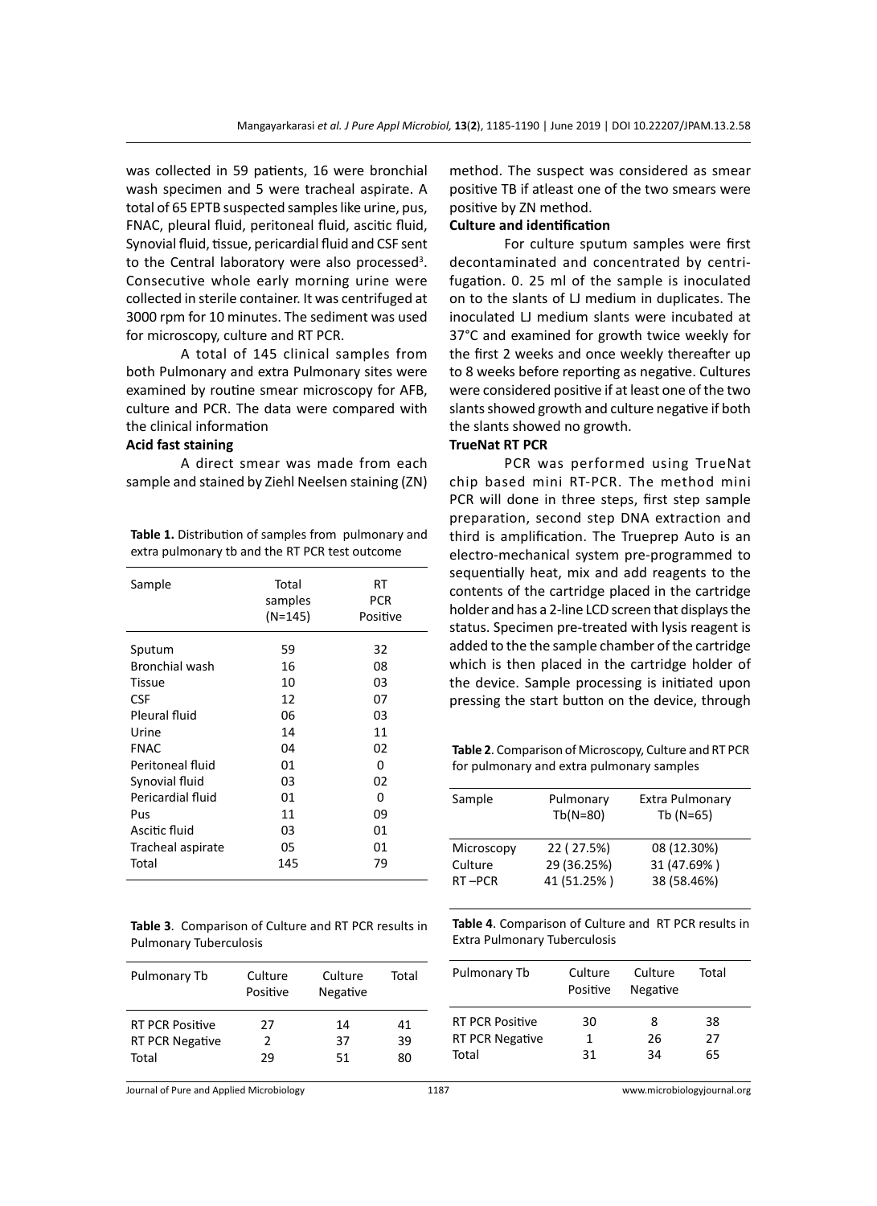was collected in 59 patients, 16 were bronchial wash specimen and 5 were tracheal aspirate. A total of 65 EPTB suspected samples like urine, pus, FNAC, pleural fluid, peritoneal fluid, ascitic fluid, Synovial fluid, tissue, pericardial fluid and CSF sent to the Central laboratory were also processed[3]. Consecutive whole early morning urine were collected in sterile container. It was centrifuged at 3000 rpm for 10 minutes. The sediment was used for microscopy, culture and RT PCR.

A total of 145 clinical samples from both Pulmonary and extra Pulmonary sites were examined by routine smear microscopy for AFB, culture and PCR. The data were compared with the clinical information

**Acid fast staining**

A direct smear was made from each sample and stained by Ziehl Neelsen staining (ZN) method. The suspect was considered as smear positive TB if atleast one of the two smears were positive by ZN method.

**Table 1.** Distribution of samples from pulmonary and extra pulmonary tb and the RT PCR test outcome

| Sample | Total samples (N=145) | RT PCR Positive |
|---|---|---|
| Sputum | 59 | 32 |
| Bronchial wash | 16 | 08 |
| Tissue | 10 | 03 |
| CSF | 12 | 07 |
| Pleural fluid | 06 | 03 |
| Urine | 14 | 11 |
| FNAC | 04 | 02 |
| Peritoneal fluid | 01 | 0 |
| Synovial fluid | 03 | 02 |
| Pericardial fluid | 01 | 0 |
| Pus | 11 | 09 |
| Ascitic fluid | 03 | 01 |
| Tracheal aspirate | 05 | 01 |
| Total | 145 | 79 |

**Culture and identification**

For culture sputum samples were first decontaminated and concentrated by centrifugation. 0. 25 ml of the sample is inoculated on to the slants of LJ medium in duplicates. The inoculated LJ medium slants were incubated at 37°C and examined for growth twice weekly for the first 2 weeks and once weekly thereafter up to 8 weeks before reporting as negative. Cultures were considered positive if at least one of the two slants showed growth and culture negative if both the slants showed no growth.

**TrueNat RT PCR**

PCR was performed using TrueNat chip based mini RT-PCR. The method mini PCR will done in three steps, first step sample preparation, second step DNA extraction and third is amplification. The Trueprep Auto is an electro-mechanical system pre-programmed to sequentially heat, mix and add reagents to the contents of the cartridge placed in the cartridge holder and has a 2-line LCD screen that displays the status. Specimen pre-treated with lysis reagent is added to the the sample chamber of the cartridge which is then placed in the cartridge holder of the device. Sample processing is initiated upon pressing the start button on the device, through

**Table 2**. Comparison of Microscopy, Culture and RT PCR for pulmonary and extra pulmonary samples

| Sample | Pulmonary Tb(N=80) | Extra Pulmonary Tb (N=65) |
|---|---|---|
| Microscopy | 22 ( 27.5%) | 08 (12.30%) |
| Culture | 29 (36.25%) | 31 (47.69% ) |
| RT –PCR | 41 (51.25% ) | 38 (58.46%) |

**Table 3**. Comparison of Culture and RT PCR results in Pulmonary Tuberculosis

| Pulmonary Tb | Culture Positive | Culture Negative | Total |
|---|---|---|---|
| RT PCR Positive | 27 | 14 | 41 |
| RT PCR Negative | 2 | 37 | 39 |
| Total | 29 | 51 | 80 |

**Table 4**. Comparison of Culture and RT PCR results in Extra Pulmonary Tuberculosis

| Pulmonary Tb | Culture Positive | Culture Negative | Total |
|---|---|---|---|
| RT PCR Positive | 30 | 8 | 38 |
| RT PCR Negative | 1 | 26 | 27 |
| Total | 31 | 34 | 65 |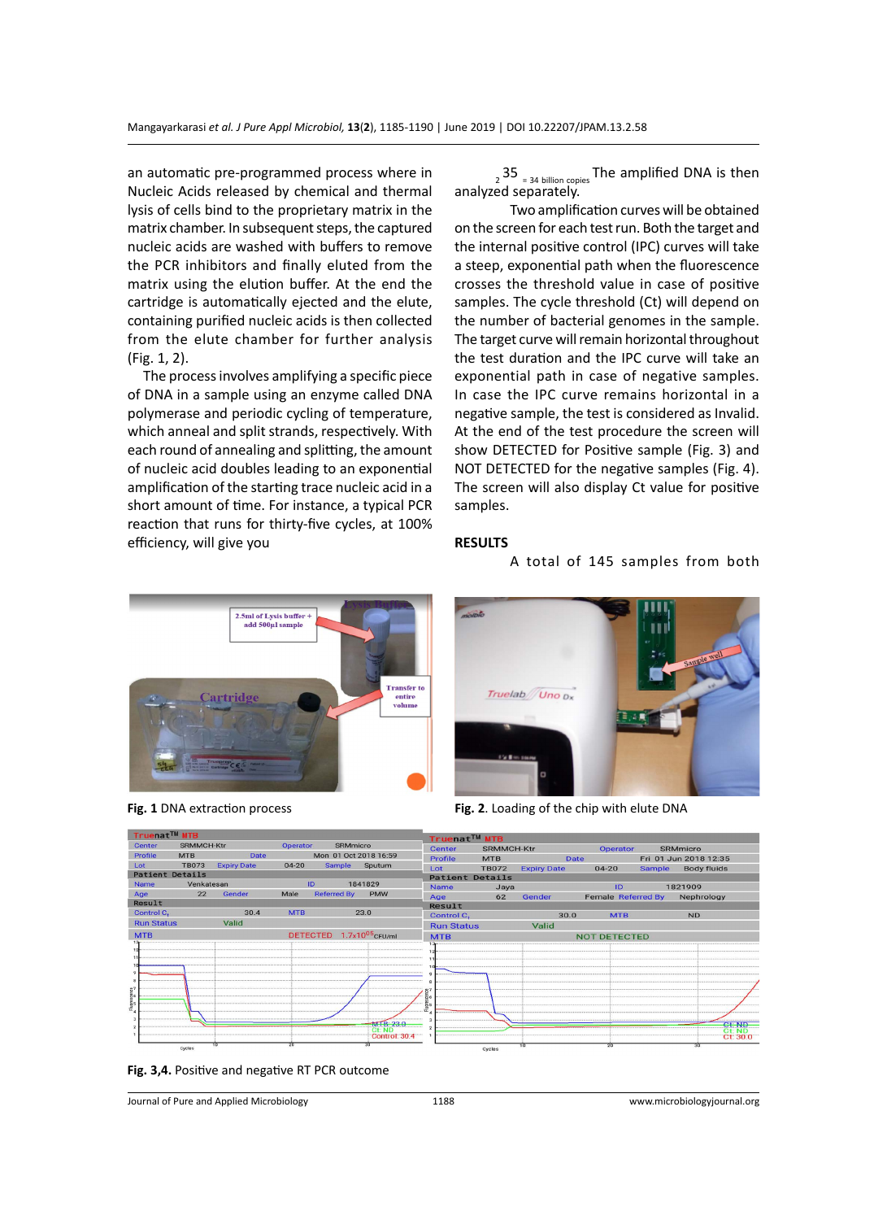an automatic pre-programmed process where in Nucleic Acids released by chemical and thermal lysis of cells bind to the proprietary matrix in the matrix chamber. In subsequent steps, the captured nucleic acids are washed with buffers to remove the PCR inhibitors and finally eluted from the matrix using the elution buffer. At the end the cartridge is automatically ejected and the elute, containing purified nucleic acids is then collected from the elute chamber for further analysis (Fig. 1, 2).

The process involves amplifying a specific piece of DNA in a sample using an enzyme called DNA polymerase and periodic cycling of temperature, which anneal and split strands, respectively. With each round of annealing and splitting, the amount of nucleic acid doubles leading to an exponential amplification of the starting trace nucleic acid in a short amount of time. For instance, a typical PCR reaction that runs for thirty-five cycles, at 100% efficiency, will give you $2^{35}$ = 34 billion copies The amplified DNA is then analyzed separately.

Two amplification curves will be obtained on the screen for each test run. Both the target and the internal positive control (IPC) curves will take a steep, exponential path when the fluorescence crosses the threshold value in case of positive samples. The cycle threshold (Ct) will depend on the number of bacterial genomes in the sample. The target curve will remain horizontal throughout the test duration and the IPC curve will take an exponential path in case of negative samples. In case the IPC curve remains horizontal in a negative sample, the test is considered as Invalid. At the end of the test procedure the screen will show DETECTED for Positive sample (Fig. 3) and NOT DETECTED for the negative samples (Fig. 4). The screen will also display Ct value for positive samples.

## RESULTS

A total of 145 samples from both

**Fig. 1** DNA extraction process

**Fig. 2**. Loading of the chip with elute DNA

**Fig. 3,4.** Positive and negative RT PCR outcome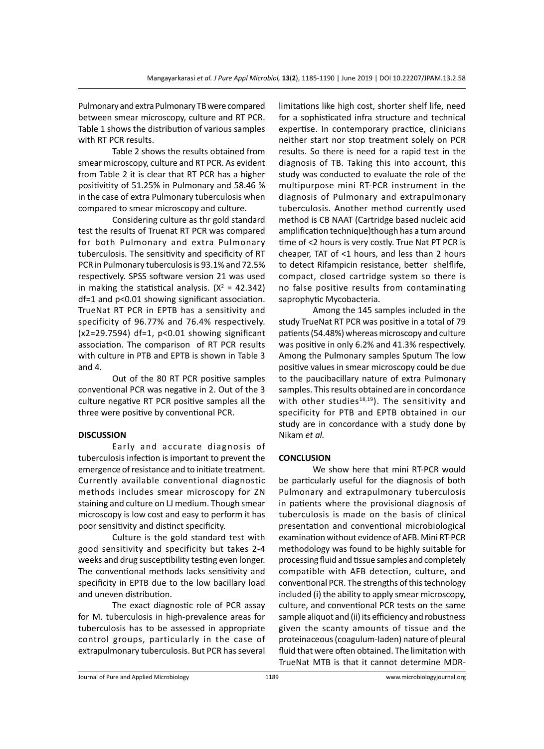Pulmonary and extra Pulmonary TB were compared between smear microscopy, culture and RT PCR. Table 1 shows the distribution of various samples with RT PCR results.

Table 2 shows the results obtained from smear microscopy, culture and RT PCR. As evident from Table 2 it is clear that RT PCR has a higher posititvitity of 51.25% in Pulmonary and 58.46 % in the case of extra Pulmonary tuberculosis when compared to smear microscopy and culture.

Considering culture as thr gold standard test the results of Truenat RT PCR was compared for both Pulmonary and extra Pulmonary tuberculosis. The sensitivity and specificity of RT PCR in Pulmonary tuberculosis is 93.1% and 72.5% respectively. SPSS software version 21 was used in making the statistical analysis. ($X^2$ = 42.342) df=1 and p<0.01 showing significant association. TrueNat RT PCR in EPTB has a sensitivity and specificity of 96.77% and 76.4% respectively. (x2=29.7594) df=1, p<0.01 showing significant association. The comparison of RT PCR results with culture in PTB and EPTB is shown in Table 3 and 4.

Out of the 80 RT PCR positive samples conventional PCR was negative in 2. Out of the 3 culture negative RT PCR positive samples all the three were positive by conventional PCR.

## DISCUSSION

Early and accurate diagnosis of tuberculosis infection is important to prevent the emergence of resistance and to initiate treatment. Currently available conventional diagnostic methods includes smear microscopy for ZN staining and culture on LJ medium. Though smear microscopy is low cost and easy to perform it has poor sensitivity and distinct specificity.

Culture is the gold standard test with good sensitivity and specificity but takes 2-4 weeks and drug susceptibility testing even longer. The conventional methods lacks sensitivity and specificity in EPTB due to the low bacillary load and uneven distribution.

The exact diagnostic role of PCR assay for M. tuberculosis in high-prevalence areas for tuberculosis has to be assessed in appropriate control groups, particularly in the case of extrapulmonary tuberculosis. But PCR has several limitations like high cost, shorter shelf life, need for a sophisticated infra structure and technical expertise. In contemporary practice, clinicians neither start nor stop treatment solely on PCR results. So there is need for a rapid test in the diagnosis of TB. Taking this into account, this study was conducted to evaluate the role of the multipurpose mini RT-PCR instrument in the diagnosis of Pulmonary and extrapulmonary tuberculosis. Another method currently used method is CB NAAT (Cartridge based nucleic acid amplification technique)though has a turn around time of <2 hours is very costly. True Nat PT PCR is cheaper, TAT of <1 hours, and less than 2 hours to detect Rifampicin resistance, better shelflife, compact, closed cartridge system so there is no false positive results from contaminating saprophytic Mycobacteria.

Among the 145 samples included in the study TrueNat RT PCR was positive in a total of 79 patients (54.48%) whereas microscopy and culture was positive in only 6.2% and 41.3% respectively. Among the Pulmonary samples Sputum The low positive values in smear microscopy could be due to the paucibacillary nature of extra Pulmonary samples. This results obtained are in concordance with other studies[18,19]). The sensitivity and specificity for PTB and EPTB obtained in our study are in concordance with a study done by Nikam *et al.*

## CONCLUSION

We show here that mini RT-PCR would be particularly useful for the diagnosis of both Pulmonary and extrapulmonary tuberculosis in patients where the provisional diagnosis of tuberculosis is made on the basis of clinical presentation and conventional microbiological examination without evidence of AFB. Mini RT-PCR methodology was found to be highly suitable for processing fluid and tissue samples and completely compatible with AFB detection, culture, and conventional PCR. The strengths of this technology included (i) the ability to apply smear microscopy, culture, and conventional PCR tests on the same sample aliquot and (ii) its efficiency and robustness given the scanty amounts of tissue and the proteinaceous (coagulum-laden) nature of pleural fluid that were often obtained. The limitation with TrueNat MTB is that it cannot determine MDR-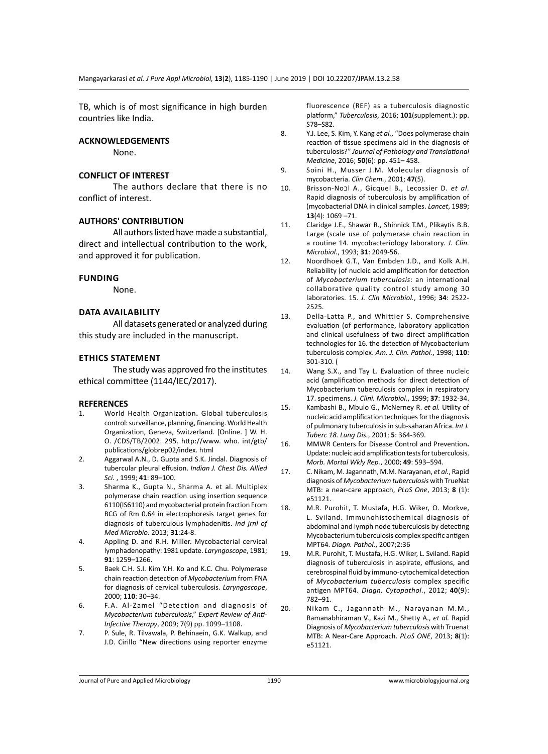TB, which is of most significance in high burden countries like India.

## ACKNOWLEDGEMENTS

None.

## CONFLICT OF INTEREST

The authors declare that there is no conflict of interest.

## AUTHORS' CONTRIBUTION

All authors listed have made a substantial, direct and intellectual contribution to the work, and approved it for publication.

## FUNDING

None.

## DATA AVAILABILITY

All datasets generated or analyzed during this study are included in the manuscript.

## ETHICS STATEMENT

The study was approved fro the institutes ethical committee (1144/IEC/2017).

## REFERENCES

1. World Health Organization**.** Global tuberculosis control: surveillance, planning, financing. World Health Organization, Geneva, Switzerland. [Online. ] W. H. O. /CDS/TB/2002. 295. http://www. who. int/gtb/ publications/globrep02/index. html
2. Aggarwal A.N., D. Gupta and S.K. Jindal. Diagnosis of tubercular pleural effusion. *Indian J. Chest Dis. Allied Sci.* , 1999; **41**: 89–100.
3. Sharma K., Gupta N., Sharma A. et al. Multiplex polymerase chain reaction using insertion sequence 6110(IS6110) and mycobacterial protein fraction From BCG of Rm 0.64 in electrophoresis target genes for diagnosis of tuberculous lymphadenitis. *Ind jrnl of Med Microbio*. 2013; **31**:24-8.
4. Appling D. and R.H. Miller. Mycobacterial cervical lymphadenopathy: 1981 update. *Laryngoscope*, 1981; **91**: 1259–1266.
5. Baek C.H. S.I. Kim Y.H. Ko and K.C. Chu. Polymerase chain reaction detection of *Mycobacterium* from FNA for diagnosis of cervical tuberculosis. *Laryngoscope*, 2000; **110**: 30–34.
6. F.A. Al-Zamel "Detection and diagnosis of *Mycobacterium tuberculosis*," *Expert Review of Anti-Infective Therapy*, 2009; 7(9) pp. 1099–1108.
7. P. Sule, R. Tilvawala, P. Behinaein, G.K. Walkup, and J.D. Cirillo "New directions using reporter enzyme fluorescence (REF) as a tuberculosis diagnostic platform," *Tuberculosis*, 2016; **101**(supplement.): pp. S78–S82.
8. Y.J. Lee, S. Kim, Y. Kang *et al.*, "Does polymerase chain reaction of tissue specimens aid in the diagnosis of tuberculosis?" *Journal of Pathology and Translational Medicine*, 2016; **50**(6): pp. 451– 458.
9. Soini H., Musser J.M. Molecular diagnosis of mycobacteria. *Clin Chem.*, 2001; **47**(5).
10. Brisson-Noɔl A., Gicquel B., Lecossier D. *et al*. Rapid diagnosis of tuberculosis by amplification of (mycobacterial DNA in clinical samples. *Lancet*, 1989; **13**(4): 1069 –71.
11. Claridge J.E., Shawar R., Shinnick T.M., Plikaytis B.B. Large (scale use of polymerase chain reaction in a routine 14. mycobacteriology laboratory. *J. Clin. Microbiol.*, 1993; **31**: 2049-56.
12. Noordhoek G.T., Van Embden J.D., and Kolk A.H. Reliability (of nucleic acid amplification for detection of *Mycobacterium tuberculosis*: an international collaborative quality control study among 30 laboratories. 15. *J. Clin Microbiol.*, 1996; **34**: 2522-2525.
13. Della-Latta P., and Whittier S. Comprehensive evaluation (of performance, laboratory application and clinical usefulness of two direct amplification technologies for 16. the detection of Mycobacterium tuberculosis complex. *Am. J. Clin. Pathol.*, 1998; **110**: 301-310. (
14. Wang S.X., and Tay L. Evaluation of three nucleic acid (amplification methods for direct detection of Mycobacterium tuberculosis complex in respiratory 17. specimens. *J. Clini. Microbiol.*, 1999; **37**: 1932-34.
15. Kambashi B., Mbulo G., McNerney R. *et al.* Utility of nucleic acid amplification techniques for the diagnosis of pulmonary tuberculosis in sub-saharan Africa. *Int J. Tuberc 18. Lung Dis.*, 2001; **5**: 364-369.
16. MMWR Centers for Disease Control and Prevention**.** Update: nucleic acid amplification tests for tuberculosis. *Morb. Mortal Wkly Rep.*, 2000; **49**: 593–594.
17. C. Nikam, M. Jagannath, M.M. Narayanan, *et al.*, Rapid diagnosis of *Mycobacterium tuberculosis* with TrueNat MTB: a near-care approach, *PLoS One*, 2013; **8** (1): e51121.
18. M.R. Purohit, T. Mustafa, H.G. Wiker, O. Morkve, L. Sviland. Immunohistochemical diagnosis of abdominal and lymph node tuberculosis by detecting Mycobacterium tuberculosis complex specific antigen MPT64. *Diagn. Pathol.*, 2007;2:36
19. M.R. Purohit, T. Mustafa, H.G. Wiker, L. Sviland. Rapid diagnosis of tuberculosis in aspirate, effusions, and cerebrospinal fluid by immuno-cytochemical detection of *Mycobacterium tuberculosis* complex specific antigen MPT64. *Diagn. Cytopathol.*, 2012; **40**(9): 782–91.
20. Nikam C., Jagannath M., Narayanan M.M., Ramanabhiraman V., Kazi M., Shetty A., *et al.* Rapid Diagnosis of *Mycobacterium tuberculosis* with Truenat MTB: A Near-Care Approach. *PLoS ONE*, 2013; **8**(1): e51121.